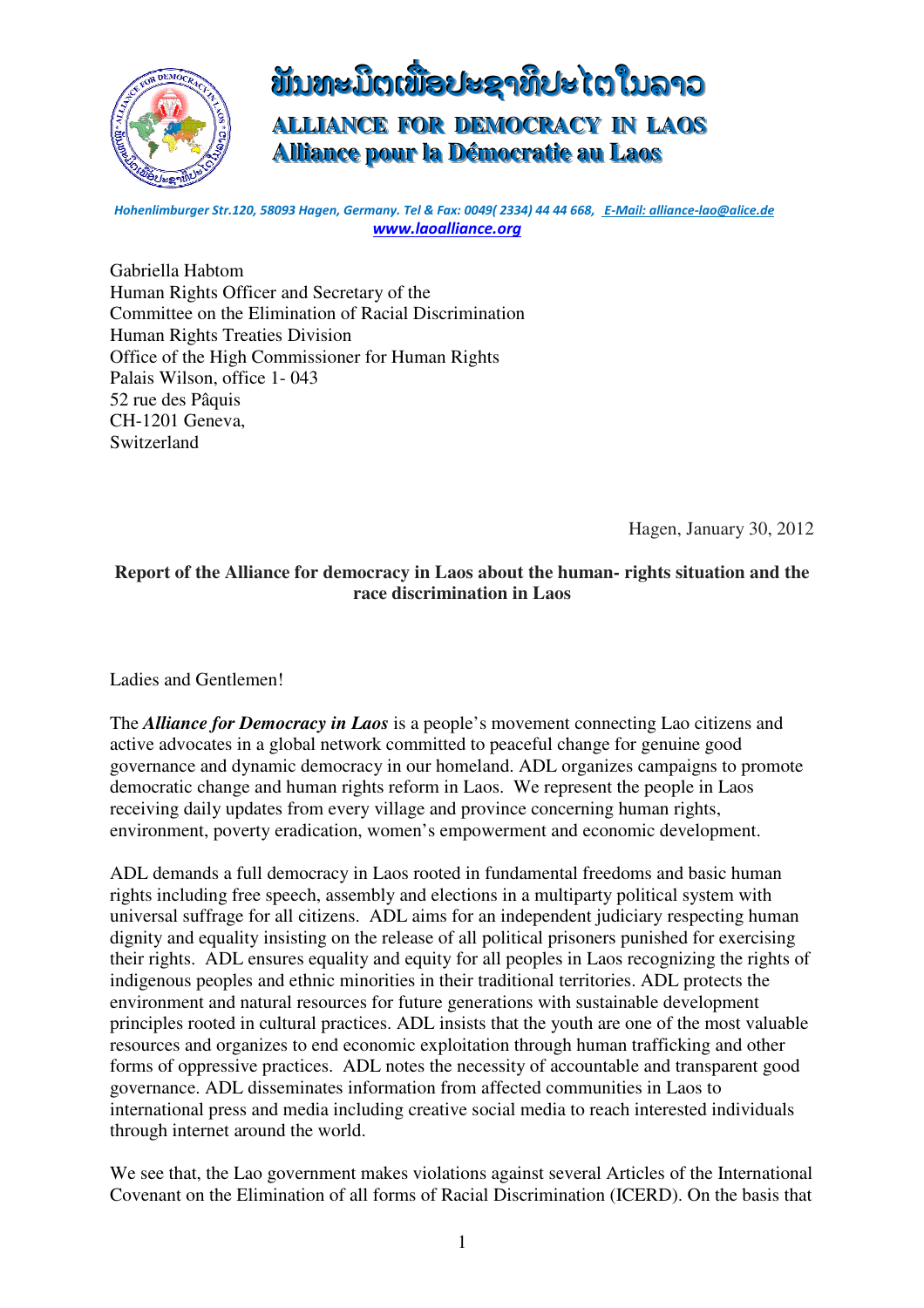# ພັນທະມິດເພື່ອປະຊາທິປະໄຕໃນລາວ

## ALLIANCE FOR DEMOCRACY IN LAOS
## Alliance pour la Démocratie au Laos

*Hohenlimburger Str.120, 58093 Hagen, Germany. Tel & Fax: 0049( 2334) 44 44 668, E-Mail: alliance-lao@alice.de*
*www.laoalliance.org*

Gabriella Habtom
Human Rights Officer and Secretary of the
Committee on the Elimination of Racial Discrimination
Human Rights Treaties Division
Office of the High Commissioner for Human Rights
Palais Wilson, office 1- 043
52 rue des Pâquis
CH-1201 Geneva,
Switzerland

Hagen, January 30, 2012

**Report of the Alliance for democracy in Laos about the human- rights situation and the race discrimination in Laos**

Ladies and Gentlemen!

The ***Alliance for Democracy in Laos*** is a people's movement connecting Lao citizens and active advocates in a global network committed to peaceful change for genuine good governance and dynamic democracy in our homeland. ADL organizes campaigns to promote democratic change and human rights reform in Laos. We represent the people in Laos receiving daily updates from every village and province concerning human rights, environment, poverty eradication, women's empowerment and economic development.

ADL demands a full democracy in Laos rooted in fundamental freedoms and basic human rights including free speech, assembly and elections in a multiparty political system with universal suffrage for all citizens. ADL aims for an independent judiciary respecting human dignity and equality insisting on the release of all political prisoners punished for exercising their rights. ADL ensures equality and equity for all peoples in Laos recognizing the rights of indigenous peoples and ethnic minorities in their traditional territories. ADL protects the environment and natural resources for future generations with sustainable development principles rooted in cultural practices. ADL insists that the youth are one of the most valuable resources and organizes to end economic exploitation through human trafficking and other forms of oppressive practices. ADL notes the necessity of accountable and transparent good governance. ADL disseminates information from affected communities in Laos to international press and media including creative social media to reach interested individuals through internet around the world.

We see that, the Lao government makes violations against several Articles of the International Covenant on the Elimination of all forms of Racial Discrimination (ICERD). On the basis that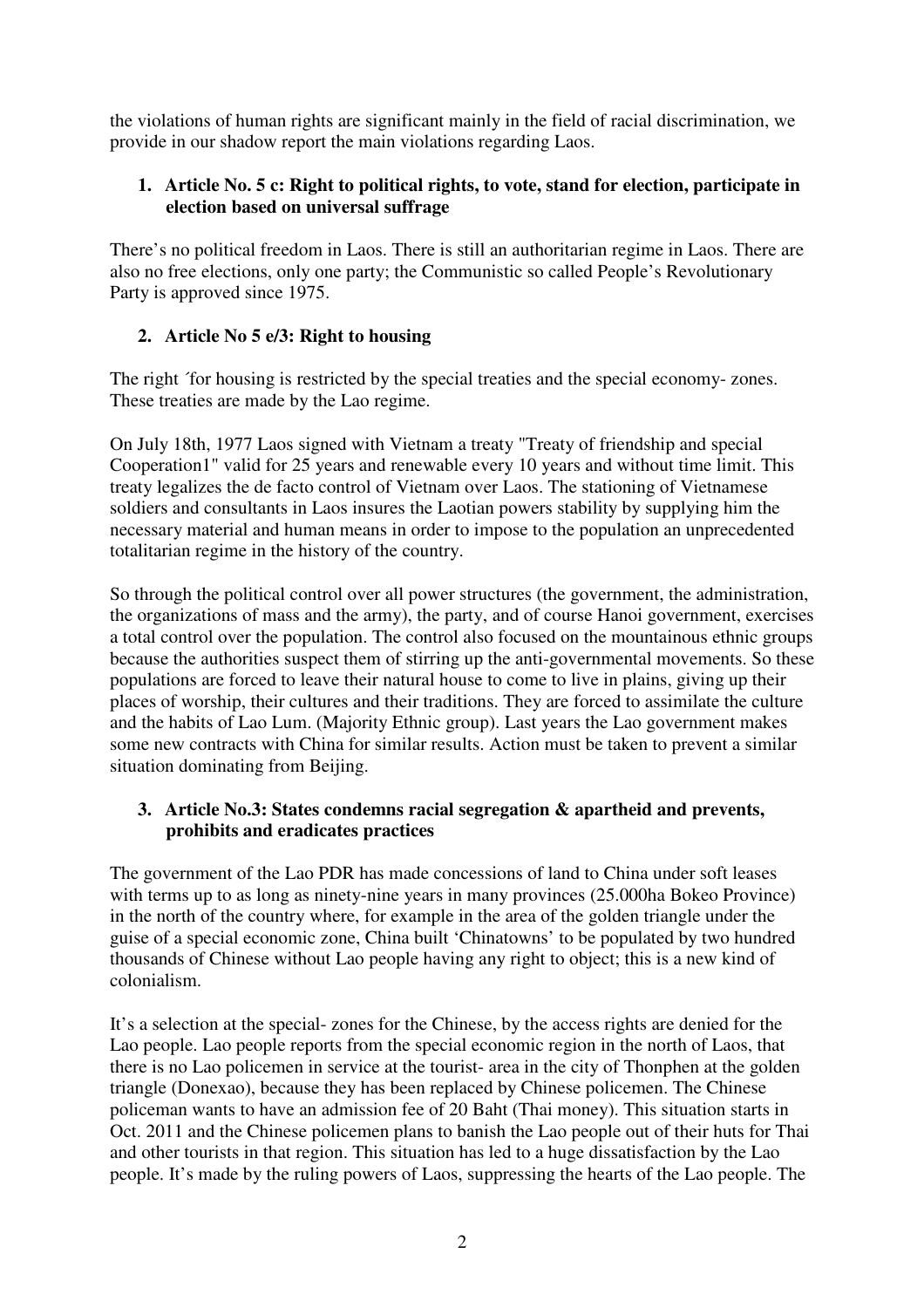the violations of human rights are significant mainly in the field of racial discrimination, we provide in our shadow report the main violations regarding Laos.

1. **Article No. 5 c: Right to political rights, to vote, stand for election, participate in election based on universal suffrage**

There's no political freedom in Laos. There is still an authoritarian regime in Laos. There are also no free elections, only one party; the Communistic so called People's Revolutionary Party is approved since 1975.

2. **Article No 5 e/3: Right to housing**

The right ´for housing is restricted by the special treaties and the special economy- zones. These treaties are made by the Lao regime.

On July 18th, 1977 Laos signed with Vietnam a treaty "Treaty of friendship and special Cooperation1" valid for 25 years and renewable every 10 years and without time limit. This treaty legalizes the de facto control of Vietnam over Laos. The stationing of Vietnamese soldiers and consultants in Laos insures the Laotian powers stability by supplying him the necessary material and human means in order to impose to the population an unprecedented totalitarian regime in the history of the country.

So through the political control over all power structures (the government, the administration, the organizations of mass and the army), the party, and of course Hanoi government, exercises a total control over the population. The control also focused on the mountainous ethnic groups because the authorities suspect them of stirring up the anti-governmental movements. So these populations are forced to leave their natural house to come to live in plains, giving up their places of worship, their cultures and their traditions. They are forced to assimilate the culture and the habits of Lao Lum. (Majority Ethnic group). Last years the Lao government makes some new contracts with China for similar results. Action must be taken to prevent a similar situation dominating from Beijing.

3. **Article No.3: States condemns racial segregation & apartheid and prevents, prohibits and eradicates practices**

The government of the Lao PDR has made concessions of land to China under soft leases with terms up to as long as ninety-nine years in many provinces (25.000ha Bokeo Province) in the north of the country where, for example in the area of the golden triangle under the guise of a special economic zone, China built 'Chinatowns' to be populated by two hundred thousands of Chinese without Lao people having any right to object; this is a new kind of colonialism.

It's a selection at the special- zones for the Chinese, by the access rights are denied for the Lao people. Lao people reports from the special economic region in the north of Laos, that there is no Lao policemen in service at the tourist- area in the city of Thonphen at the golden triangle (Donexao), because they has been replaced by Chinese policemen. The Chinese policeman wants to have an admission fee of 20 Baht (Thai money). This situation starts in Oct. 2011 and the Chinese policemen plans to banish the Lao people out of their huts for Thai and other tourists in that region. This situation has led to a huge dissatisfaction by the Lao people. It's made by the ruling powers of Laos, suppressing the hearts of the Lao people. The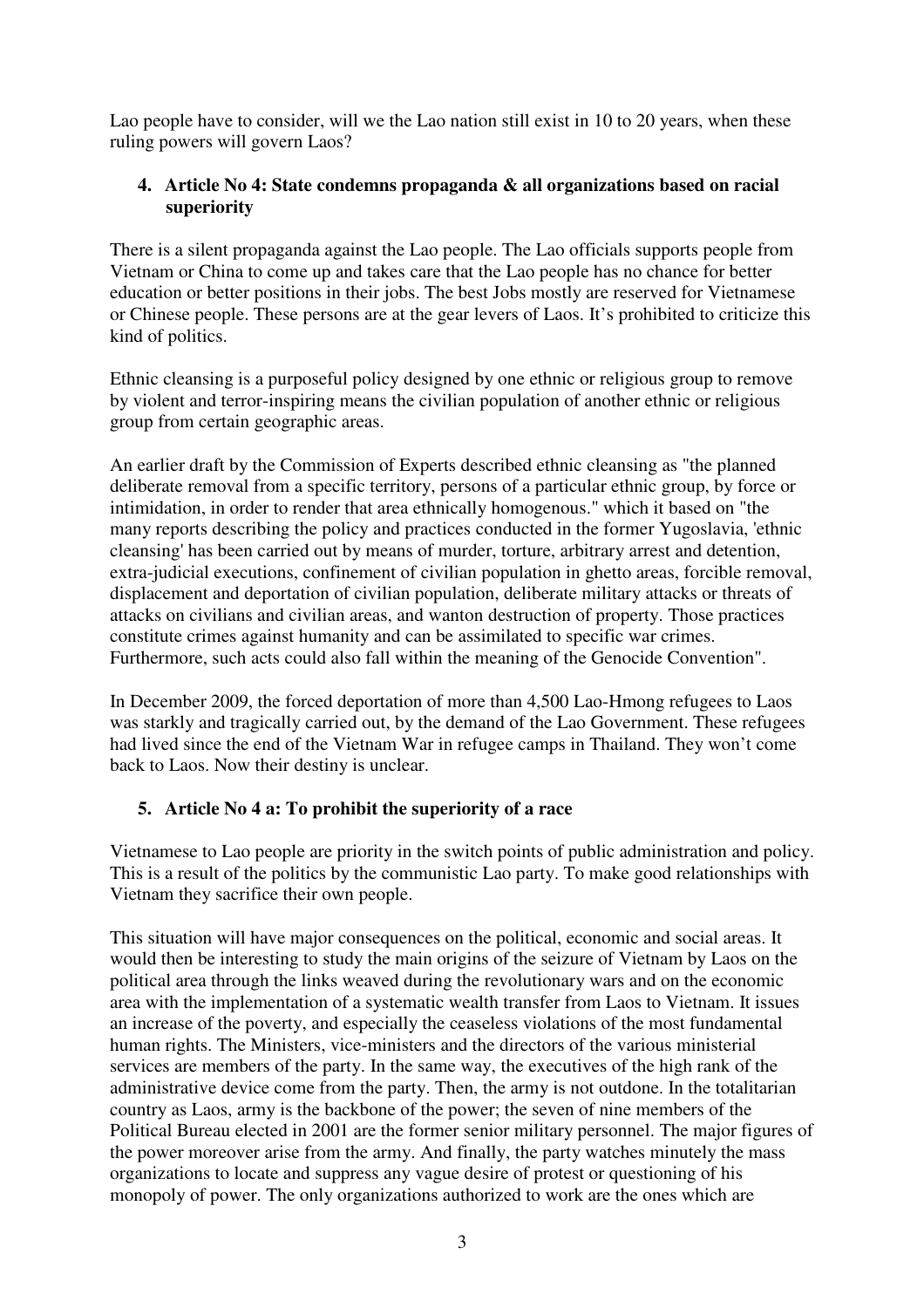Lao people have to consider, will we the Lao nation still exist in 10 to 20 years, when these ruling powers will govern Laos?

### 4. Article No 4: State condemns propaganda & all organizations based on racial superiority

There is a silent propaganda against the Lao people. The Lao officials supports people from Vietnam or China to come up and takes care that the Lao people has no chance for better education or better positions in their jobs. The best Jobs mostly are reserved for Vietnamese or Chinese people. These persons are at the gear levers of Laos. It's prohibited to criticize this kind of politics.

Ethnic cleansing is a purposeful policy designed by one ethnic or religious group to remove by violent and terror-inspiring means the civilian population of another ethnic or religious group from certain geographic areas.

An earlier draft by the Commission of Experts described ethnic cleansing as "the planned deliberate removal from a specific territory, persons of a particular ethnic group, by force or intimidation, in order to render that area ethnically homogenous." which it based on "the many reports describing the policy and practices conducted in the former Yugoslavia, 'ethnic cleansing' has been carried out by means of murder, torture, arbitrary arrest and detention, extra-judicial executions, confinement of civilian population in ghetto areas, forcible removal, displacement and deportation of civilian population, deliberate military attacks or threats of attacks on civilians and civilian areas, and wanton destruction of property. Those practices constitute crimes against humanity and can be assimilated to specific war crimes. Furthermore, such acts could also fall within the meaning of the Genocide Convention".

In December 2009, the forced deportation of more than 4,500 Lao-Hmong refugees to Laos was starkly and tragically carried out, by the demand of the Lao Government. These refugees had lived since the end of the Vietnam War in refugee camps in Thailand. They won't come back to Laos. Now their destiny is unclear.

### 5. Article No 4 a: To prohibit the superiority of a race

Vietnamese to Lao people are priority in the switch points of public administration and policy. This is a result of the politics by the communistic Lao party. To make good relationships with Vietnam they sacrifice their own people.

This situation will have major consequences on the political, economic and social areas. It would then be interesting to study the main origins of the seizure of Vietnam by Laos on the political area through the links weaved during the revolutionary wars and on the economic area with the implementation of a systematic wealth transfer from Laos to Vietnam. It issues an increase of the poverty, and especially the ceaseless violations of the most fundamental human rights. The Ministers, vice-ministers and the directors of the various ministerial services are members of the party. In the same way, the executives of the high rank of the administrative device come from the party. Then, the army is not outdone. In the totalitarian country as Laos, army is the backbone of the power; the seven of nine members of the Political Bureau elected in 2001 are the former senior military personnel. The major figures of the power moreover arise from the army. And finally, the party watches minutely the mass organizations to locate and suppress any vague desire of protest or questioning of his monopoly of power. The only organizations authorized to work are the ones which are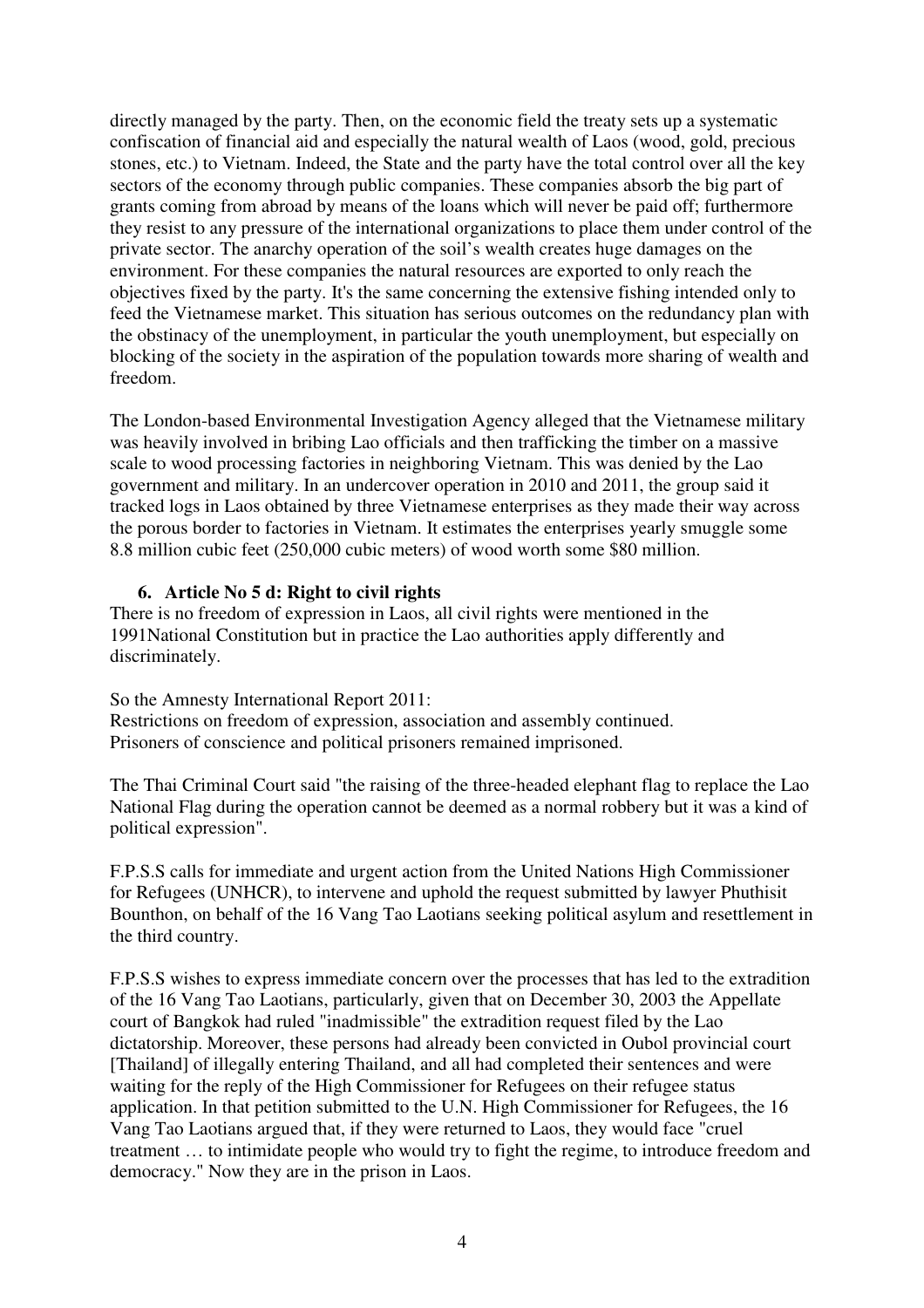directly managed by the party. Then, on the economic field the treaty sets up a systematic confiscation of financial aid and especially the natural wealth of Laos (wood, gold, precious stones, etc.) to Vietnam. Indeed, the State and the party have the total control over all the key sectors of the economy through public companies. These companies absorb the big part of grants coming from abroad by means of the loans which will never be paid off; furthermore they resist to any pressure of the international organizations to place them under control of the private sector. The anarchy operation of the soil's wealth creates huge damages on the environment. For these companies the natural resources are exported to only reach the objectives fixed by the party. It's the same concerning the extensive fishing intended only to feed the Vietnamese market. This situation has serious outcomes on the redundancy plan with the obstinacy of the unemployment, in particular the youth unemployment, but especially on blocking of the society in the aspiration of the population towards more sharing of wealth and freedom.

The London-based Environmental Investigation Agency alleged that the Vietnamese military was heavily involved in bribing Lao officials and then trafficking the timber on a massive scale to wood processing factories in neighboring Vietnam. This was denied by the Lao government and military. In an undercover operation in 2010 and 2011, the group said it tracked logs in Laos obtained by three Vietnamese enterprises as they made their way across the porous border to factories in Vietnam. It estimates the enterprises yearly smuggle some 8.8 million cubic feet (250,000 cubic meters) of wood worth some $80 million.

### 6. Article No 5 d: Right to civil rights

There is no freedom of expression in Laos, all civil rights were mentioned in the 1991National Constitution but in practice the Lao authorities apply differently and discriminately.

So the Amnesty International Report 2011:
Restrictions on freedom of expression, association and assembly continued.
Prisoners of conscience and political prisoners remained imprisoned.

The Thai Criminal Court said "the raising of the three-headed elephant flag to replace the Lao National Flag during the operation cannot be deemed as a normal robbery but it was a kind of political expression".

F.P.S.S calls for immediate and urgent action from the United Nations High Commissioner for Refugees (UNHCR), to intervene and uphold the request submitted by lawyer Phuthisit Bounthon, on behalf of the 16 Vang Tao Laotians seeking political asylum and resettlement in the third country.

F.P.S.S wishes to express immediate concern over the processes that has led to the extradition of the 16 Vang Tao Laotians, particularly, given that on December 30, 2003 the Appellate court of Bangkok had ruled "inadmissible" the extradition request filed by the Lao dictatorship. Moreover, these persons had already been convicted in Oubol provincial court [Thailand] of illegally entering Thailand, and all had completed their sentences and were waiting for the reply of the High Commissioner for Refugees on their refugee status application. In that petition submitted to the U.N. High Commissioner for Refugees, the 16 Vang Tao Laotians argued that, if they were returned to Laos, they would face "cruel treatment … to intimidate people who would try to fight the regime, to introduce freedom and democracy." Now they are in the prison in Laos.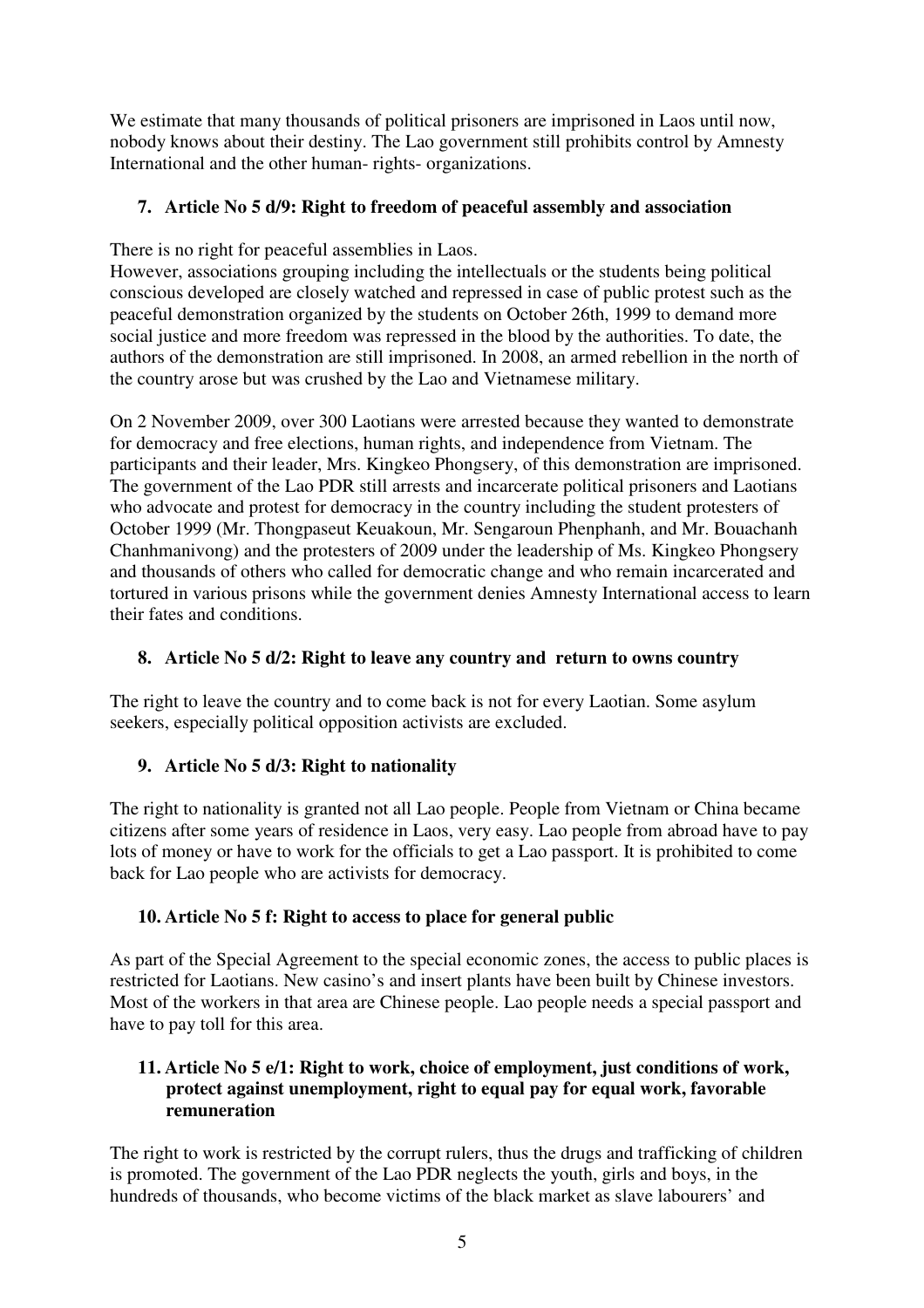We estimate that many thousands of political prisoners are imprisoned in Laos until now, nobody knows about their destiny. The Lao government still prohibits control by Amnesty International and the other human- rights- organizations.

### 7. Article No 5 d/9: Right to freedom of peaceful assembly and association

There is no right for peaceful assemblies in Laos.
However, associations grouping including the intellectuals or the students being political conscious developed are closely watched and repressed in case of public protest such as the peaceful demonstration organized by the students on October 26th, 1999 to demand more social justice and more freedom was repressed in the blood by the authorities. To date, the authors of the demonstration are still imprisoned. In 2008, an armed rebellion in the north of the country arose but was crushed by the Lao and Vietnamese military.

On 2 November 2009, over 300 Laotians were arrested because they wanted to demonstrate for democracy and free elections, human rights, and independence from Vietnam. The participants and their leader, Mrs. Kingkeo Phongsery, of this demonstration are imprisoned. The government of the Lao PDR still arrests and incarcerate political prisoners and Laotians who advocate and protest for democracy in the country including the student protesters of October 1999 (Mr. Thongpaseut Keuakoun, Mr. Sengaroun Phenphanh, and Mr. Bouachanh Chanhmanivong) and the protesters of 2009 under the leadership of Ms. Kingkeo Phongsery and thousands of others who called for democratic change and who remain incarcerated and tortured in various prisons while the government denies Amnesty International access to learn their fates and conditions.

### 8. Article No 5 d/2: Right to leave any country and return to owns country

The right to leave the country and to come back is not for every Laotian. Some asylum seekers, especially political opposition activists are excluded.

### 9. Article No 5 d/3: Right to nationality

The right to nationality is granted not all Lao people. People from Vietnam or China became citizens after some years of residence in Laos, very easy. Lao people from abroad have to pay lots of money or have to work for the officials to get a Lao passport. It is prohibited to come back for Lao people who are activists for democracy.

### 10. Article No 5 f: Right to access to place for general public

As part of the Special Agreement to the special economic zones, the access to public places is restricted for Laotians. New casino's and insert plants have been built by Chinese investors. Most of the workers in that area are Chinese people. Lao people needs a special passport and have to pay toll for this area.

### 11. Article No 5 e/1: Right to work, choice of employment, just conditions of work, protect against unemployment, right to equal pay for equal work, favorable remuneration

The right to work is restricted by the corrupt rulers, thus the drugs and trafficking of children is promoted. The government of the Lao PDR neglects the youth, girls and boys, in the hundreds of thousands, who become victims of the black market as slave labourers' and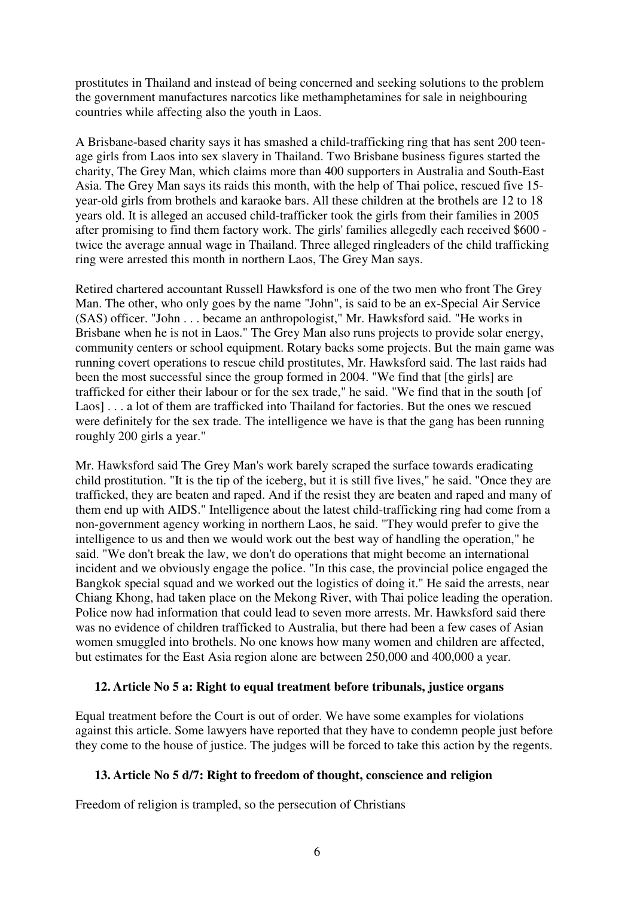prostitutes in Thailand and instead of being concerned and seeking solutions to the problem the government manufactures narcotics like methamphetamines for sale in neighbouring countries while affecting also the youth in Laos.

A Brisbane-based charity says it has smashed a child-trafficking ring that has sent 200 teen-age girls from Laos into sex slavery in Thailand. Two Brisbane business figures started the charity, The Grey Man, which claims more than 400 supporters in Australia and South-East Asia. The Grey Man says its raids this month, with the help of Thai police, rescued five 15-year-old girls from brothels and karaoke bars. All these children at the brothels are 12 to 18 years old. It is alleged an accused child-trafficker took the girls from their families in 2005 after promising to find them factory work. The girls' families allegedly each received $600 - twice the average annual wage in Thailand. Three alleged ringleaders of the child trafficking ring were arrested this month in northern Laos, The Grey Man says.

Retired chartered accountant Russell Hawksford is one of the two men who front The Grey Man. The other, who only goes by the name "John", is said to be an ex-Special Air Service (SAS) officer. "John . . . became an anthropologist," Mr. Hawksford said. "He works in Brisbane when he is not in Laos." The Grey Man also runs projects to provide solar energy, community centers or school equipment. Rotary backs some projects. But the main game was running covert operations to rescue child prostitutes, Mr. Hawksford said. The last raids had been the most successful since the group formed in 2004. "We find that [the girls] are trafficked for either their labour or for the sex trade," he said. "We find that in the south [of Laos] . . . a lot of them are trafficked into Thailand for factories. But the ones we rescued were definitely for the sex trade. The intelligence we have is that the gang has been running roughly 200 girls a year."

Mr. Hawksford said The Grey Man's work barely scraped the surface towards eradicating child prostitution. "It is the tip of the iceberg, but it is still five lives," he said. "Once they are trafficked, they are beaten and raped. And if the resist they are beaten and raped and many of them end up with AIDS." Intelligence about the latest child-trafficking ring had come from a non-government agency working in northern Laos, he said. "They would prefer to give the intelligence to us and then we would work out the best way of handling the operation," he said. "We don't break the law, we don't do operations that might become an international incident and we obviously engage the police. "In this case, the provincial police engaged the Bangkok special squad and we worked out the logistics of doing it." He said the arrests, near Chiang Khong, had taken place on the Mekong River, with Thai police leading the operation. Police now had information that could lead to seven more arrests. Mr. Hawksford said there was no evidence of children trafficked to Australia, but there had been a few cases of Asian women smuggled into brothels. No one knows how many women and children are affected, but estimates for the East Asia region alone are between 250,000 and 400,000 a year.

### 12. Article No 5 a: Right to equal treatment before tribunals, justice organs

Equal treatment before the Court is out of order. We have some examples for violations against this article. Some lawyers have reported that they have to condemn people just before they come to the house of justice. The judges will be forced to take this action by the regents.

### 13. Article No 5 d/7: Right to freedom of thought, conscience and religion

Freedom of religion is trampled, so the persecution of Christians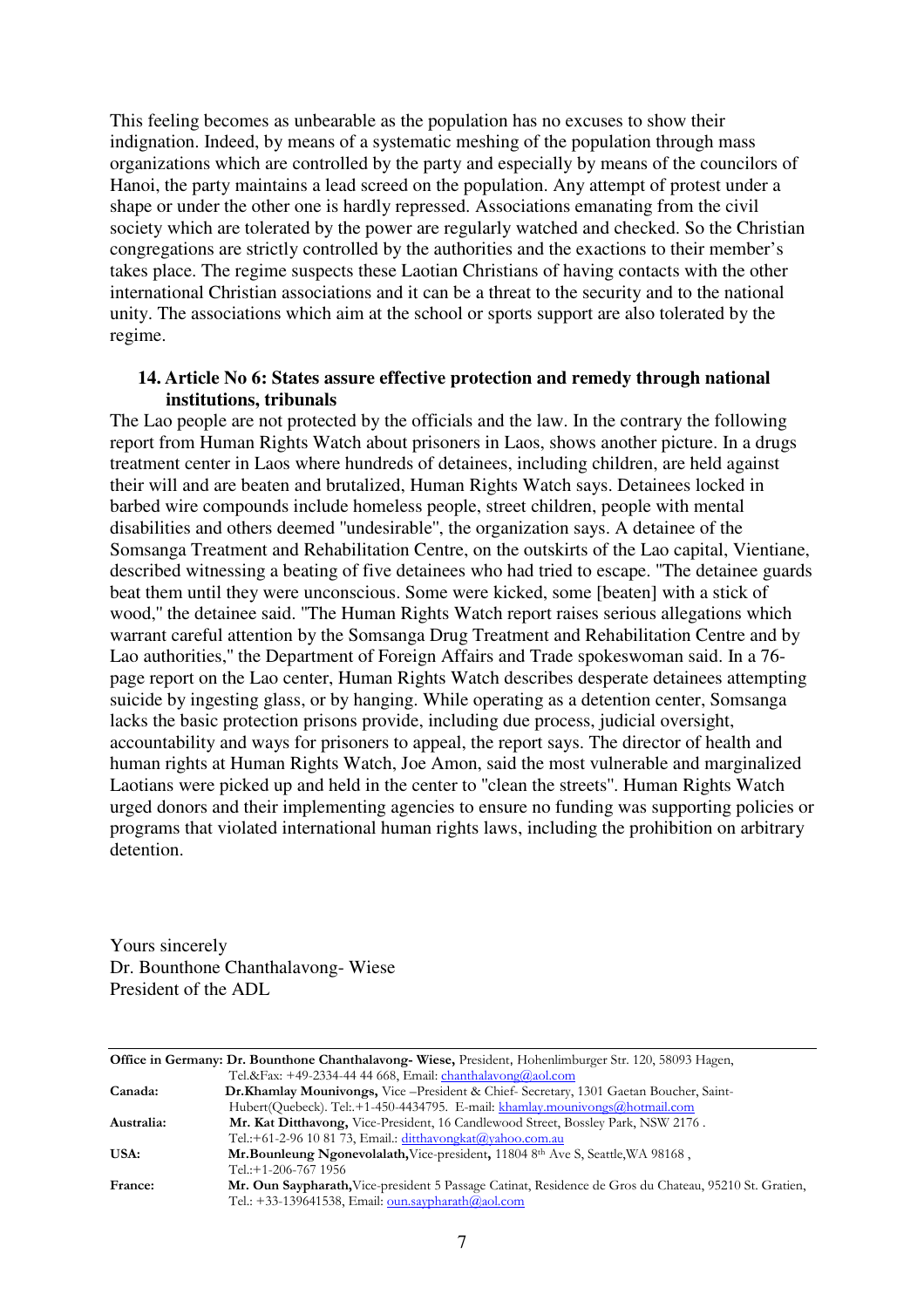This feeling becomes as unbearable as the population has no excuses to show their indignation. Indeed, by means of a systematic meshing of the population through mass organizations which are controlled by the party and especially by means of the councilors of Hanoi, the party maintains a lead screed on the population. Any attempt of protest under a shape or under the other one is hardly repressed. Associations emanating from the civil society which are tolerated by the power are regularly watched and checked. So the Christian congregations are strictly controlled by the authorities and the exactions to their member's takes place. The regime suspects these Laotian Christians of having contacts with the other international Christian associations and it can be a threat to the security and to the national unity. The associations which aim at the school or sports support are also tolerated by the regime.

### 14. Article No 6: States assure effective protection and remedy through national institutions, tribunals

The Lao people are not protected by the officials and the law. In the contrary the following report from Human Rights Watch about prisoners in Laos, shows another picture. In a drugs treatment center in Laos where hundreds of detainees, including children, are held against their will and are beaten and brutalized, Human Rights Watch says. Detainees locked in barbed wire compounds include homeless people, street children, people with mental disabilities and others deemed "undesirable", the organization says. A detainee of the Somsanga Treatment and Rehabilitation Centre, on the outskirts of the Lao capital, Vientiane, described witnessing a beating of five detainees who had tried to escape. "The detainee guards beat them until they were unconscious. Some were kicked, some [beaten] with a stick of wood," the detainee said. "The Human Rights Watch report raises serious allegations which warrant careful attention by the Somsanga Drug Treatment and Rehabilitation Centre and by Lao authorities," the Department of Foreign Affairs and Trade spokeswoman said. In a 76-page report on the Lao center, Human Rights Watch describes desperate detainees attempting suicide by ingesting glass, or by hanging. While operating as a detention center, Somsanga lacks the basic protection prisons provide, including due process, judicial oversight, accountability and ways for prisoners to appeal, the report says. The director of health and human rights at Human Rights Watch, Joe Amon, said the most vulnerable and marginalized Laotians were picked up and held in the center to "clean the streets". Human Rights Watch urged donors and their implementing agencies to ensure no funding was supporting policies or programs that violated international human rights laws, including the prohibition on arbitrary detention.

Yours sincerely
Dr. Bounthone Chanthalavong- Wiese
President of the ADL

| | |
|---|---|
| **Office in Germany:** | **Dr. Bounthone Chanthalavong- Wiese,** President, Hohenlimburger Str. 120, 58093 Hagen, Tel.&Fax: +49-2334-44 44 668, Email: chanthalavong@aol.com |
| **Canada:** | **Dr.Khamlay Mounivongs,** Vice –President & Chief- Secretary, 1301 Gaetan Boucher, Saint-Hubert(Quebeck). Tel:.+1-450-4434795. E-mail: khamlay.mounivongs@hotmail.com |
| **Australia:** | **Mr. Kat Ditthavong,** Vice-President, 16 Candlewood Street, Bossley Park, NSW 2176 . Tel.:+61-2-96 10 81 73, Email.: ditthavongkat@yahoo.com.au |
| **USA:** | **Mr.Bounleung Ngonevolalath,** Vice-president**,** 11804 8th Ave S, Seattle,WA 98168 , Tel.:+1-206-767 1956 |
| **France:** | **Mr. Oun Saypharath,** Vice-president 5 Passage Catinat, Residence de Gros du Chateau, 95210 St. Gratien, Tel.: +33-139641538, Email: oun.saypharath@aol.com |